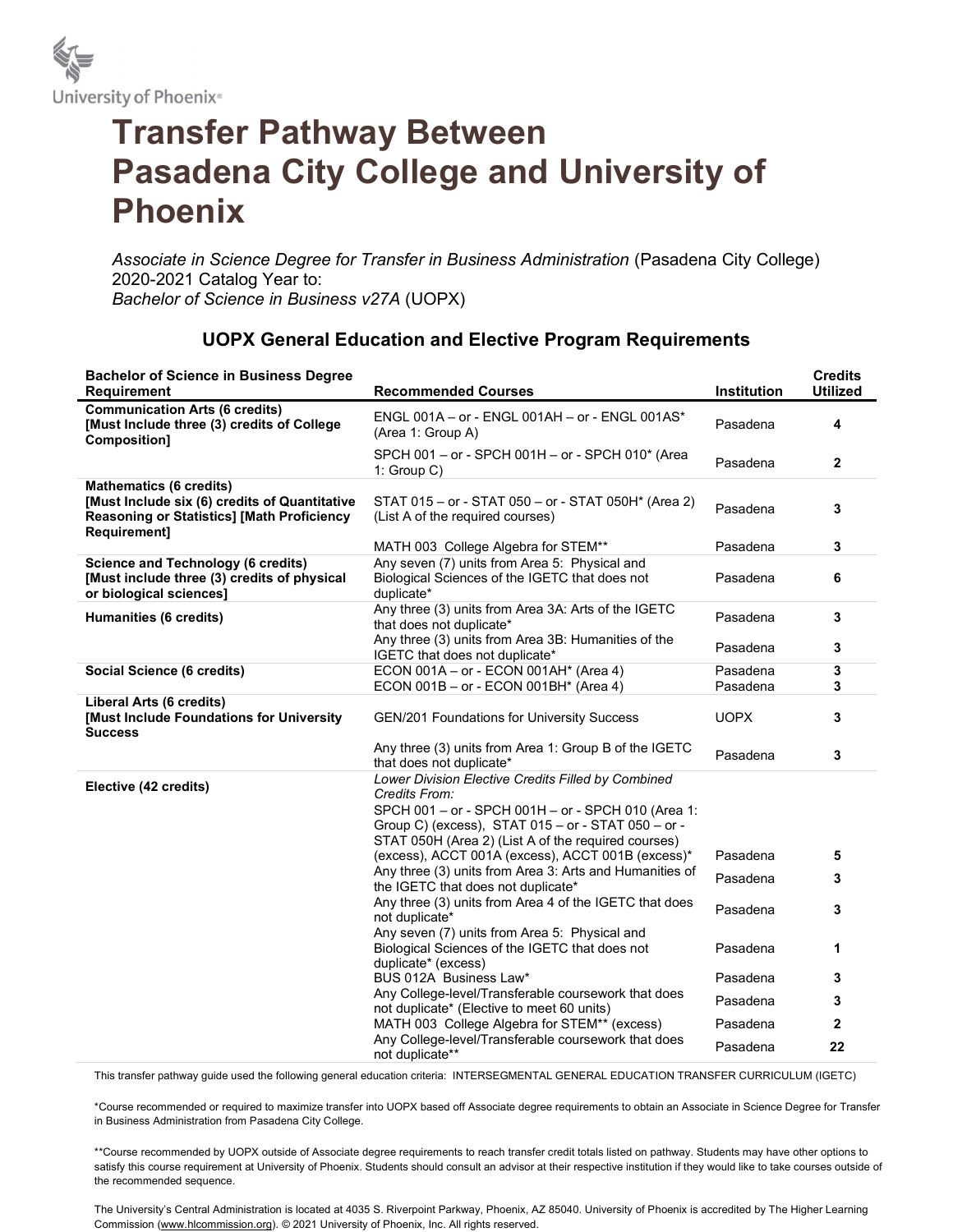University of Phoenix®

# Transfer Pathway Between Pasadena City College and University of Phoenix

*Associate in Science Degree for Transfer in Business Administration* (Pasadena City College) 2020-2021 Catalog Year to:
*Bachelor of Science in Business v27A* (UOPX)

## UOPX General Education and Elective Program Requirements

| Bachelor of Science in Business Degree Requirement | Recommended Courses | Institution | Credits Utilized |
|---|---|---|---|
| **Communication Arts (6 credits) [Must Include three (3) credits of College Composition]** | ENGL 001A – or - ENGL 001AH – or - ENGL 001AS* (Area 1: Group A) | Pasadena | **4** |
| | SPCH 001 – or - SPCH 001H – or - SPCH 010* (Area 1: Group C) | Pasadena | **2** |
| **Mathematics (6 credits) [Must Include six (6) credits of Quantitative Reasoning or Statistics] [Math Proficiency Requirement]** | STAT 015 – or - STAT 050 – or - STAT 050H* (Area 2) (List A of the required courses) | Pasadena | **3** |
| | MATH 003 College Algebra for STEM** | Pasadena | **3** |
| **Science and Technology (6 credits) [Must include three (3) credits of physical or biological sciences]** | Any seven (7) units from Area 5: Physical and Biological Sciences of the IGETC that does not duplicate* | Pasadena | **6** |
| **Humanities (6 credits)** | Any three (3) units from Area 3A: Arts of the IGETC that does not duplicate* | Pasadena | **3** |
| | Any three (3) units from Area 3B: Humanities of the IGETC that does not duplicate* | Pasadena | **3** |
| **Social Science (6 credits)** | ECON 001A – or - ECON 001AH* (Area 4) | Pasadena | **3** |
| | ECON 001B – or - ECON 001BH* (Area 4) | Pasadena | **3** |
| **Liberal Arts (6 credits) [Must Include Foundations for University Success** | GEN/201 Foundations for University Success | UOPX | **3** |
| | Any three (3) units from Area 1: Group B of the IGETC that does not duplicate* | Pasadena | **3** |
| **Elective (42 credits)** | *Lower Division Elective Credits Filled by Combined Credits From:* SPCH 001 – or - SPCH 001H – or - SPCH 010 (Area 1: Group C) (excess), STAT 015 – or - STAT 050 – or - STAT 050H (Area 2) (List A of the required courses) (excess), ACCT 001A (excess), ACCT 001B (excess)* | Pasadena | **5** |
| | Any three (3) units from Area 3: Arts and Humanities of the IGETC that does not duplicate* | Pasadena | **3** |
| | Any three (3) units from Area 4 of the IGETC that does not duplicate* | Pasadena | **3** |
| | Any seven (7) units from Area 5: Physical and Biological Sciences of the IGETC that does not duplicate* (excess) | Pasadena | **1** |
| | BUS 012A Business Law* | Pasadena | **3** |
| | Any College-level/Transferable coursework that does not duplicate* (Elective to meet 60 units) | Pasadena | **3** |
| | MATH 003 College Algebra for STEM** (excess) | Pasadena | **2** |
| | Any College-level/Transferable coursework that does not duplicate** | Pasadena | **22** |

This transfer pathway guide used the following general education criteria: INTERSEGMENTAL GENERAL EDUCATION TRANSFER CURRICULUM (IGETC)

*Course recommended or required to maximize transfer into UOPX based off Associate degree requirements to obtain an Associate in Science Degree for Transfer in Business Administration from Pasadena City College.

**Course recommended by UOPX outside of Associate degree requirements to reach transfer credit totals listed on pathway. Students may have other options to satisfy this course requirement at University of Phoenix. Students should consult an advisor at their respective institution if they would like to take courses outside of the recommended sequence.

The University's Central Administration is located at 4035 S. Riverpoint Parkway, Phoenix, AZ 85040. University of Phoenix is accredited by The Higher Learning Commission (www.hlcommission.org). © 2021 University of Phoenix, Inc. All rights reserved.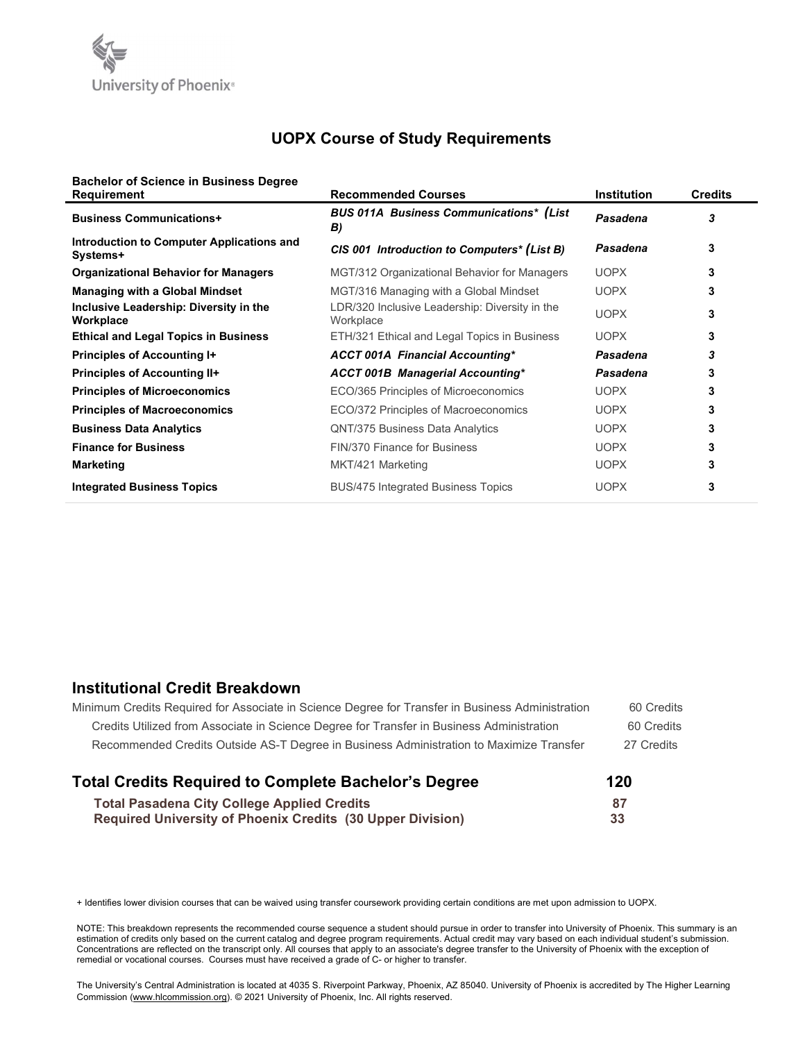## UOPX Course of Study Requirements

| Bachelor of Science in Business Degree Requirement | Recommended Courses | Institution | Credits |
|---|---|---|---|
| **Business Communications+** | ***BUS 011A Business Communications\* (List B)*** | ***Pasadena*** | ***3*** |
| **Introduction to Computer Applications and Systems+** | ***CIS 001 Introduction to Computers\* (List B)*** | ***Pasadena*** | **3** |
| **Organizational Behavior for Managers** | MGT/312 Organizational Behavior for Managers | UOPX | **3** |
| **Managing with a Global Mindset** | MGT/316 Managing with a Global Mindset | UOPX | **3** |
| **Inclusive Leadership: Diversity in the Workplace** | LDR/320 Inclusive Leadership: Diversity in the Workplace | UOPX | **3** |
| **Ethical and Legal Topics in Business** | ETH/321 Ethical and Legal Topics in Business | UOPX | **3** |
| **Principles of Accounting I+** | ***ACCT 001A Financial Accounting\**** | ***Pasadena*** | ***3*** |
| **Principles of Accounting II+** | ***ACCT 001B Managerial Accounting\**** | ***Pasadena*** | **3** |
| **Principles of Microeconomics** | ECO/365 Principles of Microeconomics | UOPX | **3** |
| **Principles of Macroeconomics** | ECO/372 Principles of Macroeconomics | UOPX | **3** |
| **Business Data Analytics** | QNT/375 Business Data Analytics | UOPX | **3** |
| **Finance for Business** | FIN/370 Finance for Business | UOPX | **3** |
| **Marketing** | MKT/421 Marketing | UOPX | **3** |
| **Integrated Business Topics** | BUS/475 Integrated Business Topics | UOPX | **3** |

## Institutional Credit Breakdown

| | |
|---|---|
| Minimum Credits Required for Associate in Science Degree for Transfer in Business Administration | 60 Credits |
| Credits Utilized from Associate in Science Degree for Transfer in Business Administration | 60 Credits |
| Recommended Credits Outside AS-T Degree in Business Administration to Maximize Transfer | 27 Credits |

| | |
|---|---|
| **Total Credits Required to Complete Bachelor's Degree** | **120** |
| **Total Pasadena City College Applied Credits** | **87** |
| **Required University of Phoenix Credits (30 Upper Division)** | **33** |

+ Identifies lower division courses that can be waived using transfer coursework providing certain conditions are met upon admission to UOPX.

NOTE: This breakdown represents the recommended course sequence a student should pursue in order to transfer into University of Phoenix. This summary is an estimation of credits only based on the current catalog and degree program requirements. Actual credit may vary based on each individual student's submission. Concentrations are reflected on the transcript only. All courses that apply to an associate's degree transfer to the University of Phoenix with the exception of remedial or vocational courses. Courses must have received a grade of C- or higher to transfer.

The University's Central Administration is located at 4035 S. Riverpoint Parkway, Phoenix, AZ 85040. University of Phoenix is accredited by The Higher Learning Commission (www.hlcommission.org). © 2021 University of Phoenix, Inc. All rights reserved.